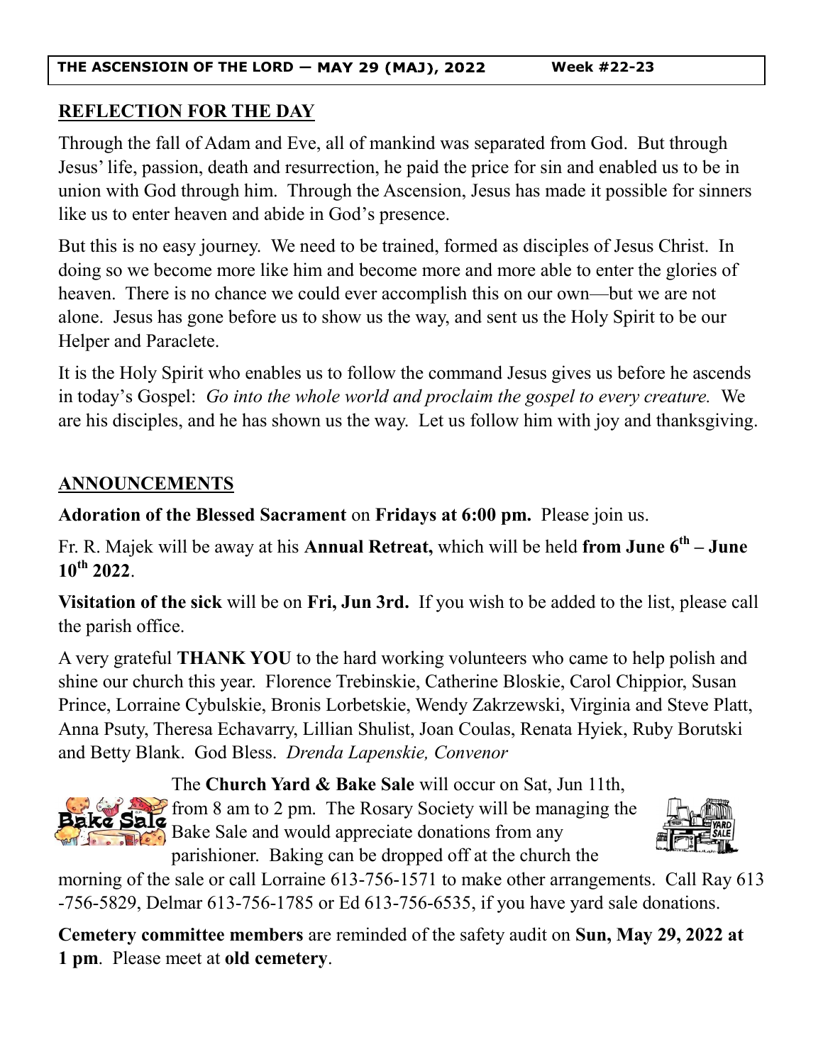**THE ASCENSIOIN OF THE LORD — MAY 29 (MAJ), 2022 Week #22-23**

## REFLECTION FOR THE DAY

Through the fall of Adam and Eve, all of mankind was separated from God. But through Jesus' life, passion, death and resurrection, he paid the price for sin and enabled us to be in union with God through him. Through the Ascension, Jesus has made it possible for sinners like us to enter heaven and abide in God's presence.

But this is no easy journey. We need to be trained, formed as disciples of Jesus Christ. In doing so we become more like him and become more and more able to enter the glories of heaven. There is no chance we could ever accomplish this on our own—but we are not alone. Jesus has gone before us to show us the way, and sent us the Holy Spirit to be our Helper and Paraclete.

It is the Holy Spirit who enables us to follow the command Jesus gives us before he ascends in today's Gospel: *Go into the whole world and proclaim the gospel to every creature.* We are his disciples, and he has shown us the way. Let us follow him with joy and thanksgiving.

## ANNOUNCEMENTS

**Adoration of the Blessed Sacrament** on **Fridays at 6:00 pm.** Please join us.

Fr. R. Majek will be away at his **Annual Retreat,** which will be held **from June 6th – June 10th 2022**.

**Visitation of the sick** will be on **Fri, Jun 3rd.** If you wish to be added to the list, please call the parish office.

A very grateful **THANK YOU** to the hard working volunteers who came to help polish and shine our church this year. Florence Trebinskie, Catherine Bloskie, Carol Chippior, Susan Prince, Lorraine Cybulskie, Bronis Lorbetskie, Wendy Zakrzewski, Virginia and Steve Platt, Anna Psuty, Theresa Echavarry, Lillian Shulist, Joan Coulas, Renata Hyiek, Ruby Borutski and Betty Blank. God Bless. *Drenda Lapenskie, Convenor*

The **Church Yard & Bake Sale** will occur on Sat, Jun 11th, from 8 am to 2 pm. The Rosary Society will be managing the Bake Sale and would appreciate donations from any parishioner. Baking can be dropped off at the church the morning of the sale or call Lorraine 613-756-1571 to make other arrangements. Call Ray 613-756-5829, Delmar 613-756-1785 or Ed 613-756-6535, if you have yard sale donations.

**Cemetery committee members** are reminded of the safety audit on **Sun, May 29, 2022 at 1 pm**. Please meet at **old cemetery**.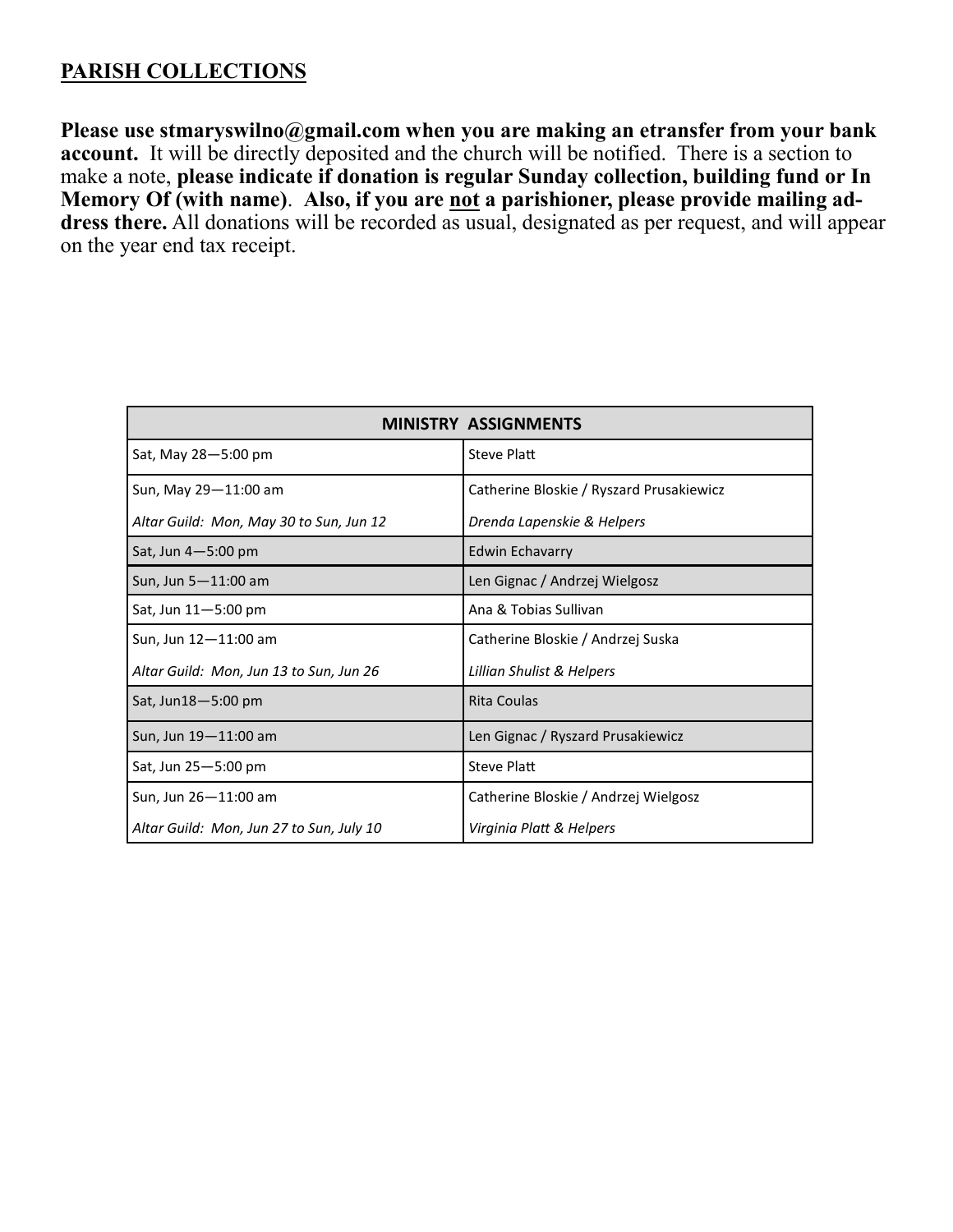## PARISH COLLECTIONS

**Please use stmaryswilno@gmail.com when you are making an etransfer from your bank account.** It will be directly deposited and the church will be notified. There is a section to make a note, **please indicate if donation is regular Sunday collection, building fund or In Memory Of (with name)**. **Also, if you are <u>not</u> a parishioner, please provide mailing address there.** All donations will be recorded as usual, designated as per request, and will appear on the year end tax receipt.

| MINISTRY ASSIGNMENTS | |
|---|---|
| Sat, May 28—5:00 pm | Steve Platt |
| Sun, May 29—11:00 am | Catherine Bloskie / Ryszard Prusakiewicz |
| *Altar Guild: Mon, May 30 to Sun, Jun 12* | *Drenda Lapenskie & Helpers* |
| Sat, Jun 4—5:00 pm | Edwin Echavarry |
| Sun, Jun 5—11:00 am | Len Gignac / Andrzej Wielgosz |
| Sat, Jun 11—5:00 pm | Ana & Tobias Sullivan |
| Sun, Jun 12—11:00 am | Catherine Bloskie / Andrzej Suska |
| *Altar Guild: Mon, Jun 13 to Sun, Jun 26* | *Lillian Shulist & Helpers* |
| Sat, Jun18—5:00 pm | Rita Coulas |
| Sun, Jun 19—11:00 am | Len Gignac / Ryszard Prusakiewicz |
| Sat, Jun 25—5:00 pm | Steve Platt |
| Sun, Jun 26—11:00 am | Catherine Bloskie / Andrzej Wielgosz |
| *Altar Guild: Mon, Jun 27 to Sun, July 10* | *Virginia Platt & Helpers* |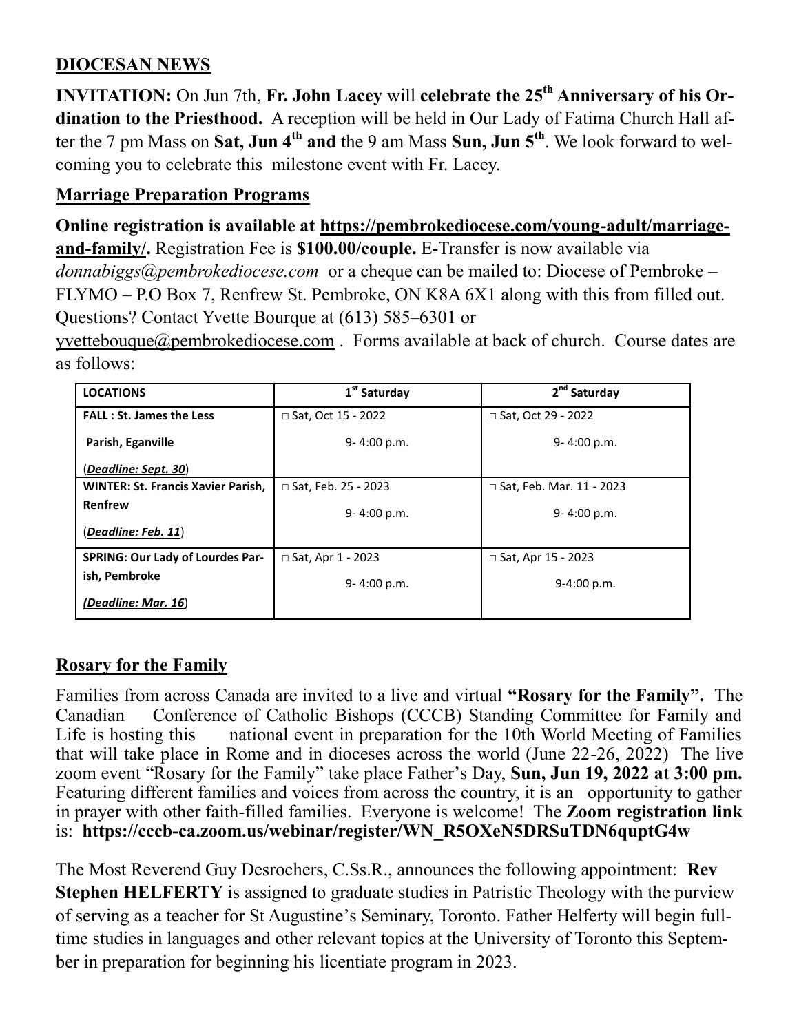## DIOCESAN NEWS

**INVITATION:** On Jun 7th, **Fr. John Lacey** will **celebrate the 25th Anniversary of his Ordination to the Priesthood.** A reception will be held in Our Lady of Fatima Church Hall after the 7 pm Mass on **Sat, Jun 4th and** the 9 am Mass **Sun, Jun 5th**. We look forward to welcoming you to celebrate this milestone event with Fr. Lacey.

### Marriage Preparation Programs

**Online registration is available at https://pembrokediocese.com/young-adult/marriage-and-family/.** Registration Fee is **$100.00/couple.** E-Transfer is now available via *donnabiggs@pembrokediocese.com* or a cheque can be mailed to: Diocese of Pembroke – FLYMO – P.O Box 7, Renfrew St. Pembroke, ON K8A 6X1 along with this from filled out. Questions? Contact Yvette Bourque at (613) 585–6301 or yvettebouque@pembrokediocese.com . Forms available at back of church. Course dates are as follows:

| LOCATIONS | 1st Saturday | 2nd Saturday |
|---|---|---|
| **FALL : St. James the Less Parish, Eganville** (***Deadline: Sept. 30***) | □ Sat, Oct 15 - 2022 9- 4:00 p.m. | □ Sat, Oct 29 - 2022 9- 4:00 p.m. |
| **WINTER: St. Francis Xavier Parish, Renfrew** (***Deadline: Feb. 11***) | □ Sat, Feb. 25 - 2023 9- 4:00 p.m. | □ Sat, Feb. Mar. 11 - 2023 9- 4:00 p.m. |
| **SPRING: Our Lady of Lourdes Parish, Pembroke** (***Deadline: Mar. 16***) | □ Sat, Apr 1 - 2023 9- 4:00 p.m. | □ Sat, Apr 15 - 2023 9-4:00 p.m. |

### Rosary for the Family

Families from across Canada are invited to a live and virtual **"Rosary for the Family".** The Canadian Conference of Catholic Bishops (CCCB) Standing Committee for Family and Life is hosting this national event in preparation for the 10th World Meeting of Families that will take place in Rome and in dioceses across the world (June 22-26, 2022) The live zoom event "Rosary for the Family" take place Father's Day, **Sun, Jun 19, 2022 at 3:00 pm.** Featuring different families and voices from across the country, it is an opportunity to gather in prayer with other faith-filled families. Everyone is welcome! The **Zoom registration link** is: **https://cccb-ca.zoom.us/webinar/register/WN_R5OXeN5DRSuTDN6quptG4w**

The Most Reverend Guy Desrochers, C.Ss.R., announces the following appointment: **Rev Stephen HELFERTY** is assigned to graduate studies in Patristic Theology with the purview of serving as a teacher for St Augustine's Seminary, Toronto. Father Helferty will begin full-time studies in languages and other relevant topics at the University of Toronto this September in preparation for beginning his licentiate program in 2023.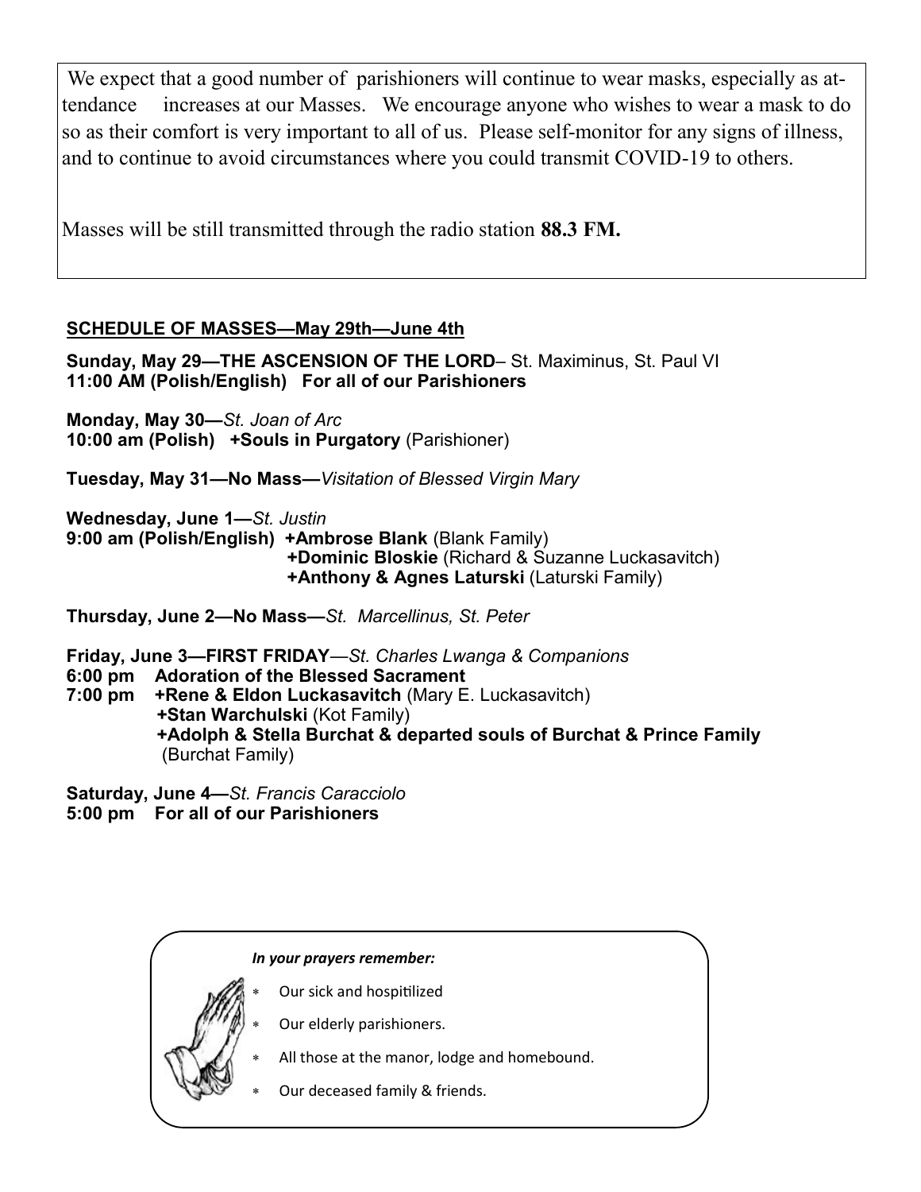We expect that a good number of parishioners will continue to wear masks, especially as attendance increases at our Masses. We encourage anyone who wishes to wear a mask to do so as their comfort is very important to all of us. Please self-monitor for any signs of illness, and to continue to avoid circumstances where you could transmit COVID-19 to others.

Masses will be still transmitted through the radio station **88.3 FM.**

## SCHEDULE OF MASSES—May 29th—June 4th

**Sunday, May 29—THE ASCENSION OF THE LORD**– St. Maximinus, St. Paul VI
**11:00 AM (Polish/English) For all of our Parishioners**

**Monday, May 30—***St. Joan of Arc*
**10:00 am (Polish) +Souls in Purgatory** (Parishioner)

**Tuesday, May 31—No Mass—***Visitation of Blessed Virgin Mary*

**Wednesday, June 1—***St. Justin*
**9:00 am (Polish/English) +Ambrose Blank** (Blank Family)
**+Dominic Bloskie** (Richard & Suzanne Luckasavitch)
**+Anthony & Agnes Laturski** (Laturski Family)

**Thursday, June 2—No Mass—***St. Marcellinus, St. Peter*

**Friday, June 3—FIRST FRIDAY**—*St. Charles Lwanga & Companions*
**6:00 pm Adoration of the Blessed Sacrament**
**7:00 pm +Rene & Eldon Luckasavitch** (Mary E. Luckasavitch)
**+Stan Warchulski** (Kot Family)
**+Adolph & Stella Burchat & departed souls of Burchat & Prince Family** (Burchat Family)

**Saturday, June 4—***St. Francis Caracciolo*
**5:00 pm For all of our Parishioners**

***In your prayers remember:***

- Our sick and hospitilized
- Our elderly parishioners.
- All those at the manor, lodge and homebound.
- Our deceased family & friends.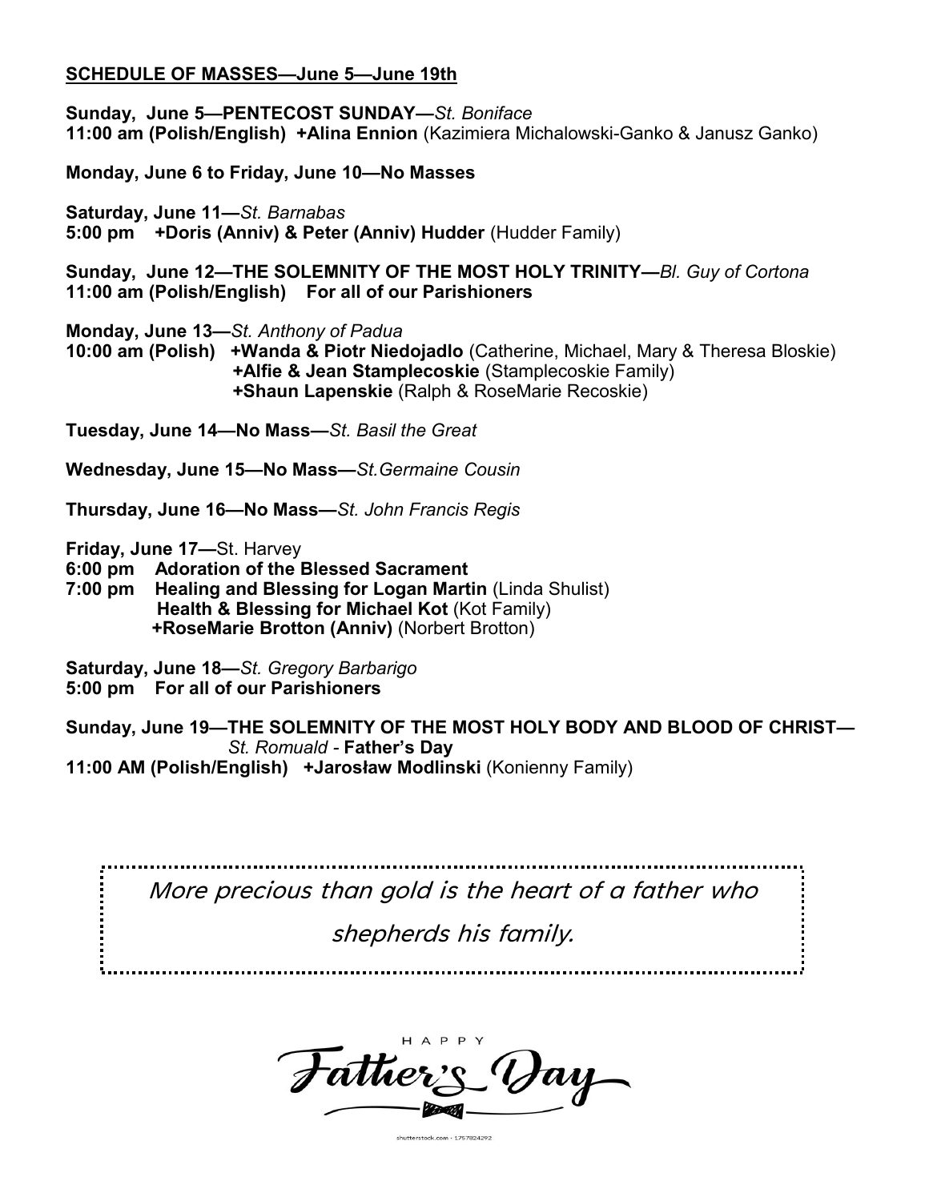**SCHEDULE OF MASSES—June 5—June 19th**

**Sunday, June 5—PENTECOST SUNDAY—***St. Boniface*
**11:00 am (Polish/English) +Alina Ennion** (Kazimiera Michalowski-Ganko & Janusz Ganko)

**Monday, June 6 to Friday, June 10—No Masses**

**Saturday, June 11—***St. Barnabas*
**5:00 pm +Doris (Anniv) & Peter (Anniv) Hudder** (Hudder Family)

**Sunday, June 12—THE SOLEMNITY OF THE MOST HOLY TRINITY—***Bl. Guy of Cortona*
**11:00 am (Polish/English) For all of our Parishioners**

**Monday, June 13—***St. Anthony of Padua*
**10:00 am (Polish) +Wanda & Piotr Niedojadlo** (Catherine, Michael, Mary & Theresa Bloskie)
**+Alfie & Jean Stamplecoskie** (Stamplecoskie Family)
**+Shaun Lapenskie** (Ralph & RoseMarie Recoskie)

**Tuesday, June 14—No Mass—***St. Basil the Great*

**Wednesday, June 15—No Mass—***St.Germaine Cousin*

**Thursday, June 16—No Mass—***St. John Francis Regis*

**Friday, June 17—**St. Harvey
**6:00 pm Adoration of the Blessed Sacrament**
**7:00 pm Healing and Blessing for Logan Martin** (Linda Shulist)
**Health & Blessing for Michael Kot** (Kot Family)
**+RoseMarie Brotton (Anniv)** (Norbert Brotton)

**Saturday, June 18—***St. Gregory Barbarigo*
**5:00 pm For all of our Parishioners**

**Sunday, June 19—THE SOLEMNITY OF THE MOST HOLY BODY AND BLOOD OF CHRIST—**
*St. Romuald* - **Father's Day**
**11:00 AM (Polish/English) +Jarosław Modlinski** (Konienny Family)

*More precious than gold is the heart of a father who shepherds his family.*

HAPPY Father's Day